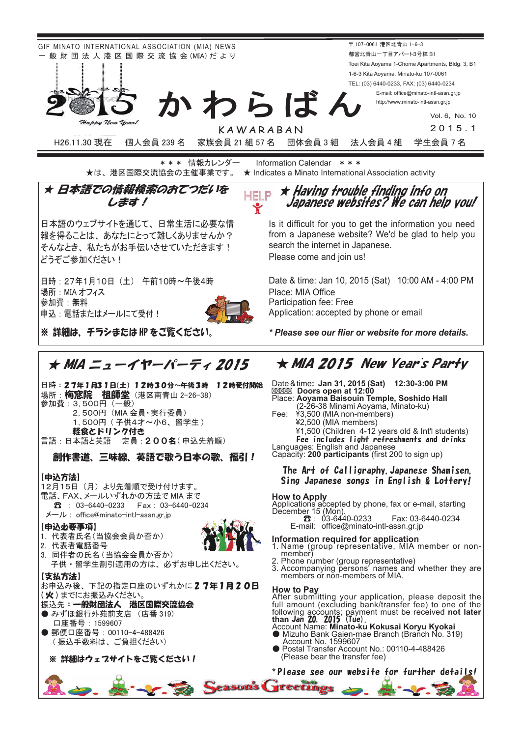GIF MINATO INTERNATIONAL ASSOCIATION (MIA) NEWS
一般財団法人港区国際交流協会(MIA)だより

〒107-0061 港区北青山 1-6-3
都営北青山一丁目アパート3号棟 B1
Toei Kita Aoyama 1-Chome Apartments, Bldg. 3, B1
1-6-3 Kita Aoyama; Minato-ku 107-0061
TEL: (03) 6440-0233, FAX: (03) 6440-0234
E-mail: office@minato-intl-assn.gr.jp
http://www.minato-intl-assn.gr.jp

2015 Happy New Year!

# かわらばん

KAWARABAN

Vol. 6, No. 10
2015.1

H26.11.30 現在　個人会員 239 名　家族会員 21 組 57 名　団体会員 3 組　法人会員 4 組　学生会員 7 名

＊＊＊ 情報カレンダー　Information Calendar ＊＊＊

★は、港区国際交流協会の主催事業です。　★ Indicates a Minato International Association activity

## ★ 日本語での情報検索のおてつだいをします！

日本語のウェブサイトを通じて、日常生活に必要な情報を得ることは、あなたにとって難しくありませんか？そんなとき、私たちがお手伝いさせていただきます！どうぞご参加ください！

日時：27年1月10日（土）　午前10時～午後4時
場所：MIA オフィス
参加費：無料
申込：電話またはメールにて受付！

**※ 詳細は、チラシまたは HP をご覧ください。**

## ★ Having trouble finding info on Japanese websites? We can help you!

Is it difficult for you to get the information you need from a Japanese website? We'd be glad to help you search the internet in Japanese.
Please come and join us!

Date & time: Jan 10, 2015 (Sat)　10:00 AM - 4:00 PM
Place: MIA Office
Participation fee: Free
Application: accepted by phone or email

***\* Please see our flier or website for more details.***

## ★ MIA ニューイヤーパーティ 2015

日時：**27年1月31日(土) 12時30分~午後3時　12時受付開始**
場所：**梅窓院　祖師堂**（港区南青山 2-26-38）
参加費：3,500円（一般）
　　2,500円（MIA 会員・実行委員）
　　1,500円（子供4才～小6、留学生）
　　**軽食とドリンク付き**
言語：日本語と英語　定員：**200名**（申込先着順）

**創作書道、三味線、英語で歌う日本の歌、福引！**

**【申込方法】**
12月15日（月）より先着順で受け付けます。
電話、FAX、メールいずれかの方法で MIA まで
☎：03-6440-0233　Fax：03-6440-0234
メール：office@minato-intl-assn.gr.jp

**【申込必要事項】**
1. 代表者氏名（当協会会員か否か）
2. 代表者電話番号
3. 同伴者の氏名（当協会会員か否か）
子供・留学生割引適用の方は、必ずお申し出ください。

**【支払方法】**
お申込み後、下記の指定口座のいずれかに**27年1月20日（火）**までにお振込みください。
振込先：**一般財団法人　港区国際交流協会**
- みずほ銀行外苑前支店（店番 319）
  口座番号：1599607
- 郵便口座番号：00110-4-488426
  （振込手数料は、ご負担ください）

**※ 詳細はウェブサイトをご覧ください！**

## ★ MIA 2015 New Year's Party

Date & time: **Jan 31, 2015 (Sat)　12:30-3:00 PM**
**Doors open at 12:00**
Place: **Aoyama Baisouin Temple, Soshido Hall**
(2-26-38 Minami Aoyama, Minato-ku)
Fee: ¥3,500 (MIA non-members)
¥2,500 (MIA members)
¥1,500 (Children 4-12 years old & Int'l students)
**Fee includes light refreshments and drinks**
Languages: English and Japanese
Capacity: **200 participants** (first 200 to sign up)

**The Art of Calligraphy, Japanese Shamisen, Sing Japanese songs in English & Lottery!**

**How to Apply**
Applications accepted by phone, fax or e-mail, starting December 15 (Mon).
☎: 03-6440-0233　Fax: 03-6440-0234
E-mail: office@minato-intl-assn.gr.jp

**Information required for application**
1. Name (group representative, MIA member or non-member)
2. Phone number (group representative)
3. Accompanying persons' names and whether they are members or non-members of MIA.

**How to Pay**
After submitting your application, please deposit the full amount (excluding bank/transfer fee) to one of the following accounts; payment must be received **not later than Jan 20, 2015 (Tue).**
Account Name: **Minato-ku Kokusai Koryu Kyokai**
- Mizuho Bank Gaien-mae Branch (Branch No. 319)
  Account No. 1599607
- Postal Transfer Account No.: 00110-4-488426
  (Please bear the transfer fee)

***\*Please see our website for further details!***

Season's Greetings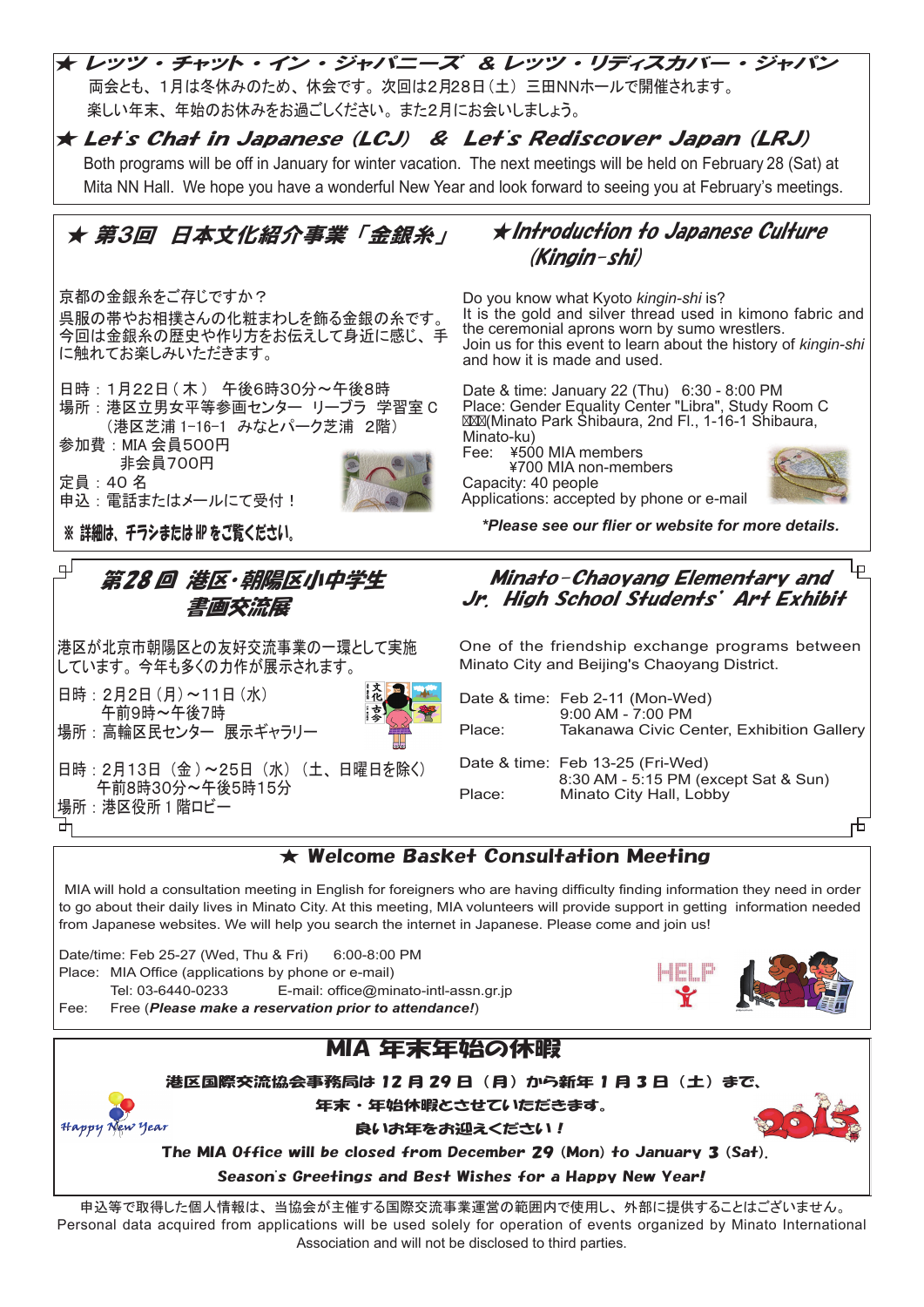## ★ レッツ・チャット・イン・ジャパニーズ ＆ レッツ・リディスカバー・ジャパン

両会とも、1月は冬休みのため、休会です。次回は2月28日（土）三田NNホールで開催されます。
楽しい年末、年始のお休みをお過ごしください。また2月にお会いしましょう。

## ★ Let's Chat in Japanese (LCJ) ＆ Let's Rediscover Japan (LRJ)

Both programs will be off in January for winter vacation. The next meetings will be held on February 28 (Sat) at Mita NN Hall. We hope you have a wonderful New Year and look forward to seeing you at February's meetings.

## ★ 第3回 日本文化紹介事業「金銀糸」

京都の金銀糸をご存じですか？
呉服の帯やお相撲さんの化粧まわしを飾る金銀の糸です。今回は金銀糸の歴史や作り方をお伝えして身近に感じ、手に触れてお楽しみいただきます。

日時：1月22日（木） 午後6時30分～午後8時
場所：港区立男女平等参画センター リーブラ 学習室Ｃ
（港区芝浦 1-16-1 みなとパーク芝浦 2階）
参加費：MIA 会員500円
非会員700円
定員：40 名
申込：電話またはメールにて受付！

※ 詳細は、チラシまたは HP をご覧ください。

## ★ Introduction to Japanese Culture (Kingin-shi)

Do you know what Kyoto *kingin-shi* is?
It is the gold and silver thread used in kimono fabric and the ceremonial aprons worn by sumo wrestlers.
Join us for this event to learn about the history of *kingin-shi* and how it is made and used.

Date & time: January 22 (Thu) 6:30 - 8:00 PM
Place: Gender Equality Center "Libra", Study Room C
(Minato Park Shibaura, 2nd Fl., 1-16-1 Shibaura, Minato-ku)
Fee: ¥500 MIA members
¥700 MIA non-members
Capacity: 40 people
Applications: accepted by phone or e-mail

***Please see our flier or website for more details.***

## 第28回 港区・朝陽区小中学生書画交流展

港区が北京市朝陽区との友好交流事業の一環として実施しています。今年も多くの力作が展示されます。

日時：2月2日（月）～11日（水）
午前9時～午後7時
場所：高輪区民センター 展示ギャラリー

日時：2月13日（金）～25日（水）（土、日曜日を除く）
午前8時30分～午後5時15分
場所：港区役所１階ロビー

## Minato-Chaoyang Elementary and Jr. High School Students' Art Exhibit

One of the friendship exchange programs between Minato City and Beijing's Chaoyang District.

Date & time: Feb 2-11 (Mon-Wed)
9:00 AM - 7:00 PM
Place: Takanawa Civic Center, Exhibition Gallery

Date & time: Feb 13-25 (Fri-Wed)
8:30 AM - 5:15 PM (except Sat & Sun)
Place: Minato City Hall, Lobby

## ★ Welcome Basket Consultation Meeting

MIA will hold a consultation meeting in English for foreigners who are having difficulty finding information they need in order to go about their daily lives in Minato City. At this meeting, MIA volunteers will provide support in getting information needed from Japanese websites. We will help you search the internet in Japanese. Please come and join us!

Date/time: Feb 25-27 (Wed, Thu & Fri) 6:00-8:00 PM
Place: MIA Office (applications by phone or e-mail)
Tel: 03-6440-0233 E-mail: office@minato-intl-assn.gr.jp
Fee: Free (***Please make a reservation prior to attendance!***)

## MIA 年末年始の休暇

**港区国際交流協会事務局は 12 月 29 日（月）から新年 1 月 3 日（土）まで、**
**年末・年始休暇とさせていただきます。**
**良いお年をお迎えください！**

**The MIA Office will be closed from December 29 (Mon) to January 3 (Sat).**
**Season's Greetings and Best Wishes for a Happy New Year!**

Happy New Year

申込等で取得した個人情報は、当協会が主催する国際交流事業運営の範囲内で使用し、外部に提供することはございません。
Personal data acquired from applications will be used solely for operation of events organized by Minato International Association and will not be disclosed to third parties.